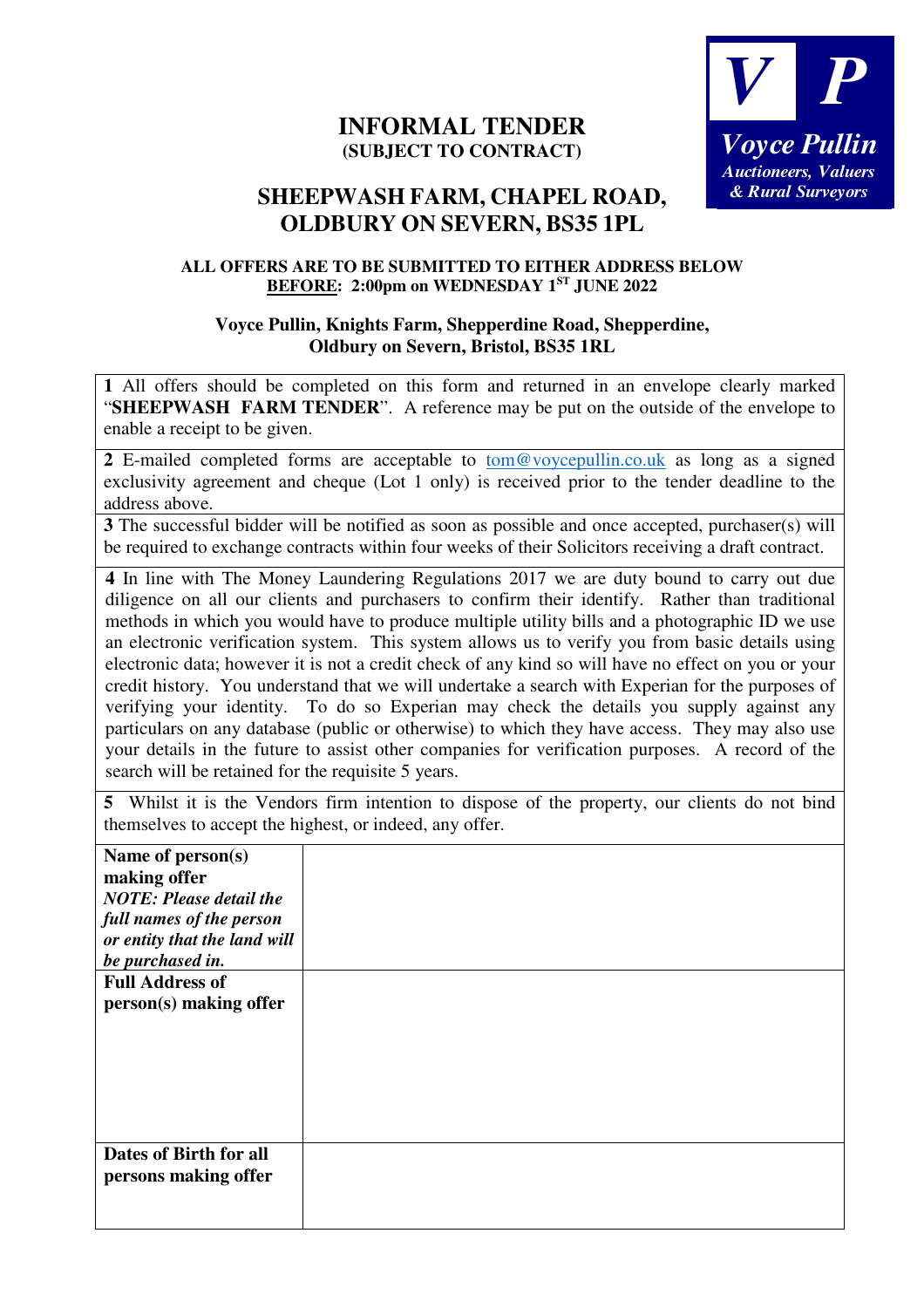# INFORMAL TENDER

**(SUBJECT TO CONTRACT)**

**V P**
***Voyce Pullin***
***Auctioneers, Valuers & Rural Surveyors***

## SHEEPWASH FARM, CHAPEL ROAD, OLDBURY ON SEVERN, BS35 1PL

**ALL OFFERS ARE TO BE SUBMITTED TO EITHER ADDRESS BELOW**
**<u>BEFORE</u>: 2:00pm on WEDNESDAY 1ST JUNE 2022**

**Voyce Pullin, Knights Farm, Shepperdine Road, Shepperdine, Oldbury on Severn, Bristol, BS35 1RL**

| |
|---|
| **1** All offers should be completed on this form and returned in an envelope clearly marked "**SHEEPWASH FARM TENDER**". A reference may be put on the outside of the envelope to enable a receipt to be given. |
| **2** E-mailed completed forms are acceptable to tom@voycepullin.co.uk as long as a signed exclusivity agreement and cheque (Lot 1 only) is received prior to the tender deadline to the address above. |
| **3** The successful bidder will be notified as soon as possible and once accepted, purchaser(s) will be required to exchange contracts within four weeks of their Solicitors receiving a draft contract. |
| **4** In line with The Money Laundering Regulations 2017 we are duty bound to carry out due diligence on all our clients and purchasers to confirm their identify. Rather than traditional methods in which you would have to produce multiple utility bills and a photographic ID we use an electronic verification system. This system allows us to verify you from basic details using electronic data; however it is not a credit check of any kind so will have no effect on you or your credit history. You understand that we will undertake a search with Experian for the purposes of verifying your identity. To do so Experian may check the details you supply against any particulars on any database (public or otherwise) to which they have access. They may also use your details in the future to assist other companies for verification purposes. A record of the search will be retained for the requisite 5 years. |
| **5** Whilst it is the Vendors firm intention to dispose of the property, our clients do not bind themselves to accept the highest, or indeed, any offer. |

| | |
|---|---|
| **Name of person(s) making offer** ***NOTE: Please detail the full names of the person or entity that the land will be purchased in.*** | |
| **Full Address of person(s) making offer** | |
| **Dates of Birth for all persons making offer** | |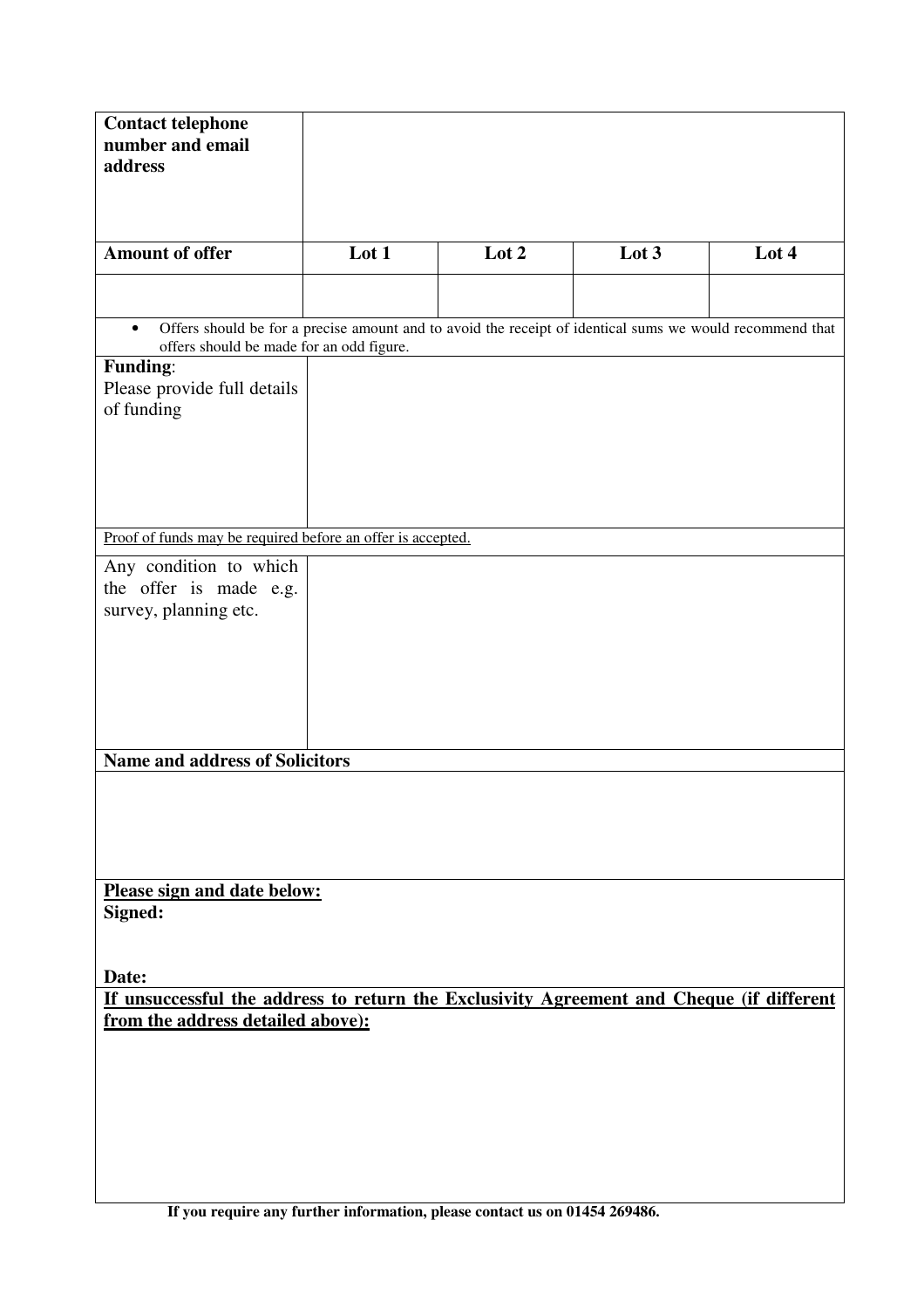| | | | | |
|---|---|---|---|---|
| **Contact telephone number and email address** | | | | |
| **Amount of offer** | **Lot 1** | **Lot 2** | **Lot 3** | **Lot 4** |
| | | | | |

- Offers should be for a precise amount and to avoid the receipt of identical sums we would recommend that offers should be made for an odd figure.

| | |
|---|---|
| **Funding**: Please provide full details of funding | |

Proof of funds may be required before an offer is accepted.

| | |
|---|---|
| Any condition to which the offer is made e.g. survey, planning etc. | |

**Name and address of Solicitors**

**Please sign and date below:**

**Signed:**

**Date:**

**If unsuccessful the address to return the Exclusivity Agreement and Cheque (if different from the address detailed above):**

**If you require any further information, please contact us on 01454 269486.**